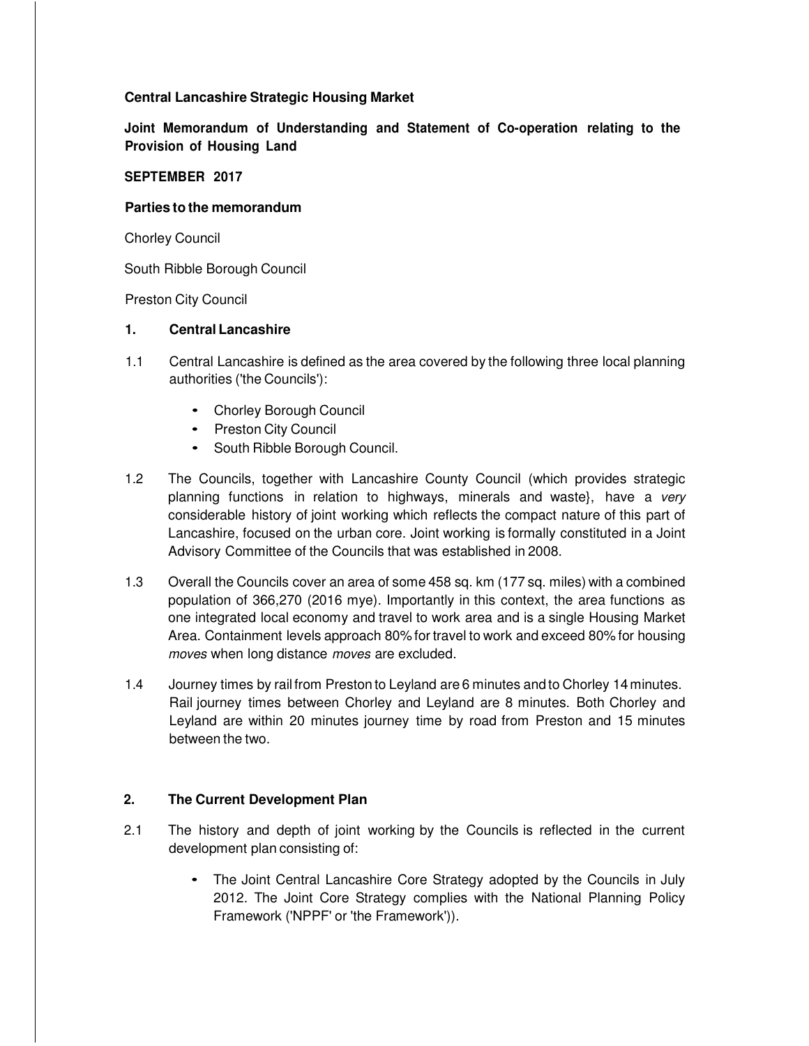**Central Lancashire Strategic Housing Market**

**Joint Memorandum of Understanding and Statement of Co-operation relating to the Provision of Housing Land**

**SEPTEMBER 2017**

**Parties to the memorandum**

Chorley Council

South Ribble Borough Council

Preston City Council

## 1. Central Lancashire

1.1 Central Lancashire is defined as the area covered by the following three local planning authorities ('the Councils'):

- Chorley Borough Council
- Preston City Council
- South Ribble Borough Council.

1.2 The Councils, together with Lancashire County Council (which provides strategic planning functions in relation to highways, minerals and waste}, have a *very* considerable history of joint working which reflects the compact nature of this part of Lancashire, focused on the urban core. Joint working is formally constituted in a Joint Advisory Committee of the Councils that was established in 2008.

1.3 Overall the Councils cover an area of some 458 sq. km (177 sq. miles) with a combined population of 366,270 (2016 mye). Importantly in this context, the area functions as one integrated local economy and travel to work area and is a single Housing Market Area. Containment levels approach 80% for travel to work and exceed 80% for housing *moves* when long distance *moves* are excluded.

1.4 Journey times by rail from Preston to Leyland are 6 minutes and to Chorley 14 minutes. Rail journey times between Chorley and Leyland are 8 minutes. Both Chorley and Leyland are within 20 minutes journey time by road from Preston and 15 minutes between the two.

## 2. The Current Development Plan

2.1 The history and depth of joint working by the Councils is reflected in the current development plan consisting of:

- The Joint Central Lancashire Core Strategy adopted by the Councils in July 2012. The Joint Core Strategy complies with the National Planning Policy Framework ('NPPF' or 'the Framework')).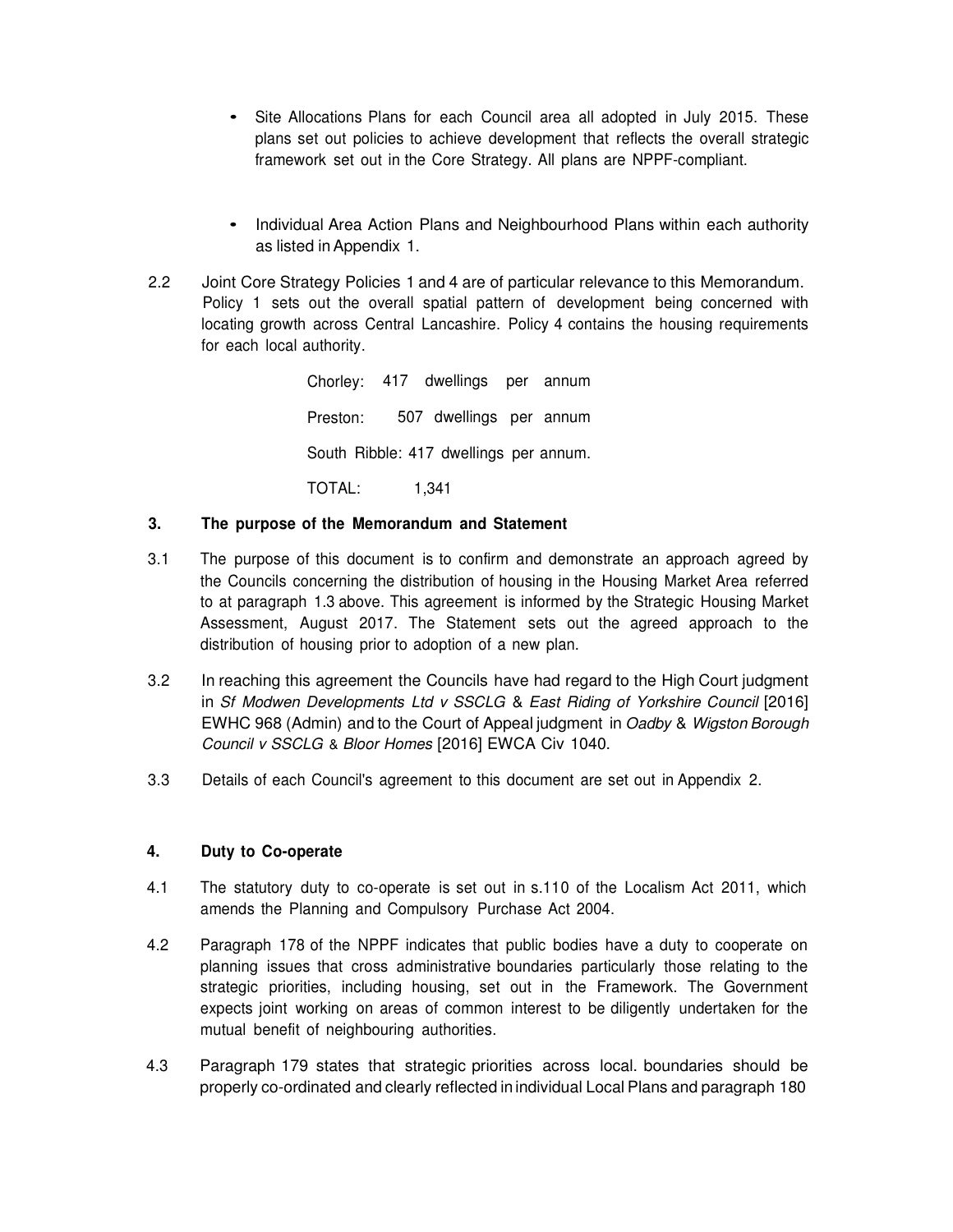- Site Allocations Plans for each Council area all adopted in July 2015. These plans set out policies to achieve development that reflects the overall strategic framework set out in the Core Strategy. All plans are NPPF-compliant.

- Individual Area Action Plans and Neighbourhood Plans within each authority as listed in Appendix 1.

2.2 Joint Core Strategy Policies 1 and 4 are of particular relevance to this Memorandum. Policy 1 sets out the overall spatial pattern of development being concerned with locating growth across Central Lancashire. Policy 4 contains the housing requirements for each local authority.

Chorley: 417 dwellings per annum

Preston: 507 dwellings per annum

South Ribble: 417 dwellings per annum.

TOTAL: 1,341

### 3. The purpose of the Memorandum and Statement

3.1 The purpose of this document is to confirm and demonstrate an approach agreed by the Councils concerning the distribution of housing in the Housing Market Area referred to at paragraph 1.3 above. This agreement is informed by the Strategic Housing Market Assessment, August 2017. The Statement sets out the agreed approach to the distribution of housing prior to adoption of a new plan.

3.2 In reaching this agreement the Councils have had regard to the High Court judgment in *Sf Modwen Developments Ltd v SSCLG* & *East Riding of Yorkshire Council* [2016] EWHC 968 (Admin) and to the Court of Appeal judgment in *Oadby* & *Wigston Borough Council v SSCLG* & *Bloor Homes* [2016] EWCA Civ 1040.

3.3 Details of each Council's agreement to this document are set out in Appendix 2.

### 4. Duty to Co-operate

4.1 The statutory duty to co-operate is set out in s.110 of the Localism Act 2011, which amends the Planning and Compulsory Purchase Act 2004.

4.2 Paragraph 178 of the NPPF indicates that public bodies have a duty to cooperate on planning issues that cross administrative boundaries particularly those relating to the strategic priorities, including housing, set out in the Framework. The Government expects joint working on areas of common interest to be diligently undertaken for the mutual benefit of neighbouring authorities.

4.3 Paragraph 179 states that strategic priorities across local. boundaries should be properly co-ordinated and clearly reflected in individual Local Plans and paragraph 180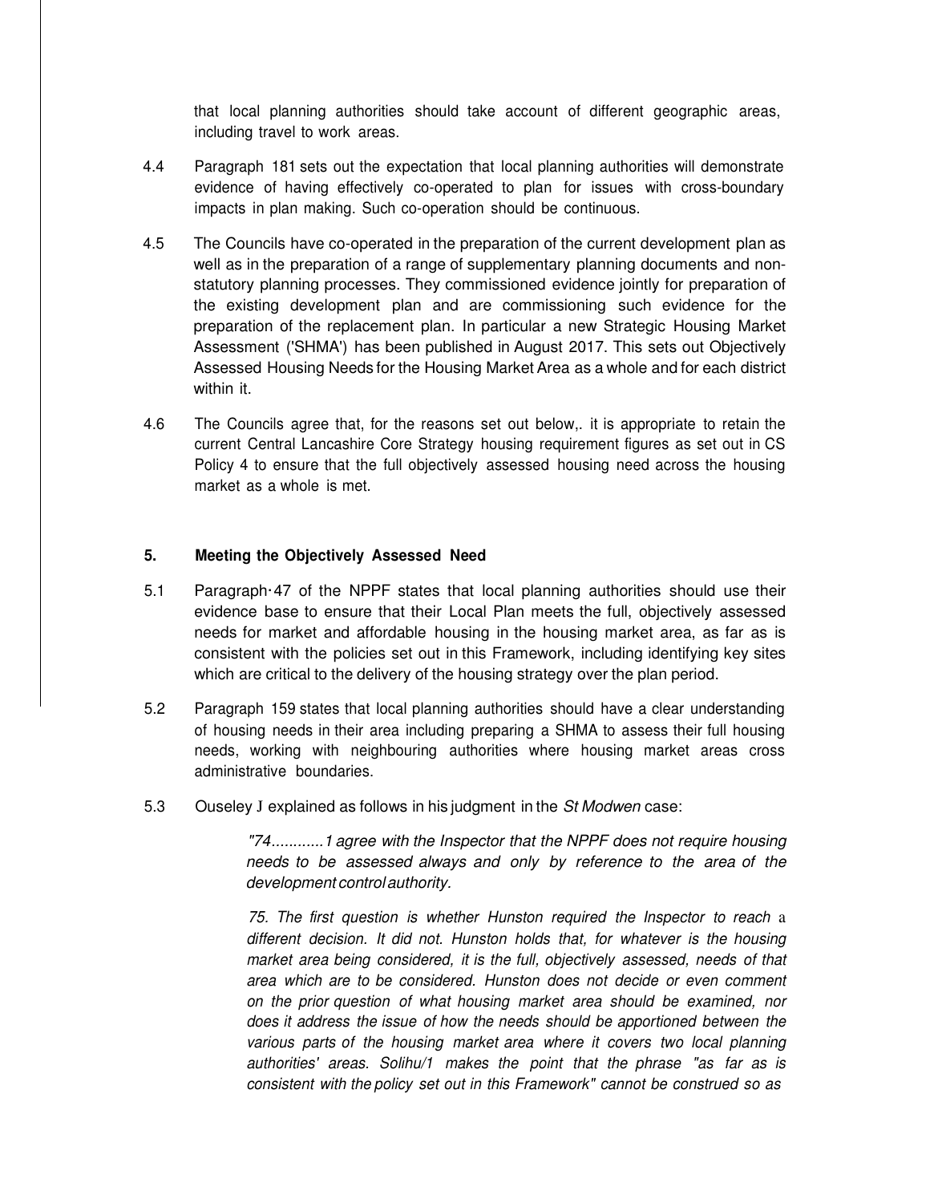that local planning authorities should take account of different geographic areas, including travel to work areas.

4.4 Paragraph 181 sets out the expectation that local planning authorities will demonstrate evidence of having effectively co-operated to plan for issues with cross-boundary impacts in plan making. Such co-operation should be continuous.

4.5 The Councils have co-operated in the preparation of the current development plan as well as in the preparation of a range of supplementary planning documents and non-statutory planning processes. They commissioned evidence jointly for preparation of the existing development plan and are commissioning such evidence for the preparation of the replacement plan. In particular a new Strategic Housing Market Assessment ('SHMA') has been published in August 2017. This sets out Objectively Assessed Housing Needs for the Housing Market Area as a whole and for each district within it.

4.6 The Councils agree that, for the reasons set out below,. it is appropriate to retain the current Central Lancashire Core Strategy housing requirement figures as set out in CS Policy 4 to ensure that the full objectively assessed housing need across the housing market as a whole is met.

## 5. Meeting the Objectively Assessed Need

5.1 Paragraph·47 of the NPPF states that local planning authorities should use their evidence base to ensure that their Local Plan meets the full, objectively assessed needs for market and affordable housing in the housing market area, as far as is consistent with the policies set out in this Framework, including identifying key sites which are critical to the delivery of the housing strategy over the plan period.

5.2 Paragraph 159 states that local planning authorities should have a clear understanding of housing needs in their area including preparing a SHMA to assess their full housing needs, working with neighbouring authorities where housing market areas cross administrative boundaries.

5.3 Ouseley J explained as follows in his judgment in the *St Modwen* case:

> *"74............1 agree with the Inspector that the NPPF does not require housing needs to be assessed always and only by reference to the area of the development control authority.*
>
> *75. The first question is whether Hunston required the Inspector to reach a different decision. It did not. Hunston holds that, for whatever is the housing market area being considered, it is the full, objectively assessed, needs of that area which are to be considered. Hunston does not decide or even comment on the prior question of what housing market area should be examined, nor does it address the issue of how the needs should be apportioned between the various parts of the housing market area where it covers two local planning authorities' areas. Solihu/1 makes the point that the phrase "as far as is consistent with the policy set out in this Framework" cannot be construed so as*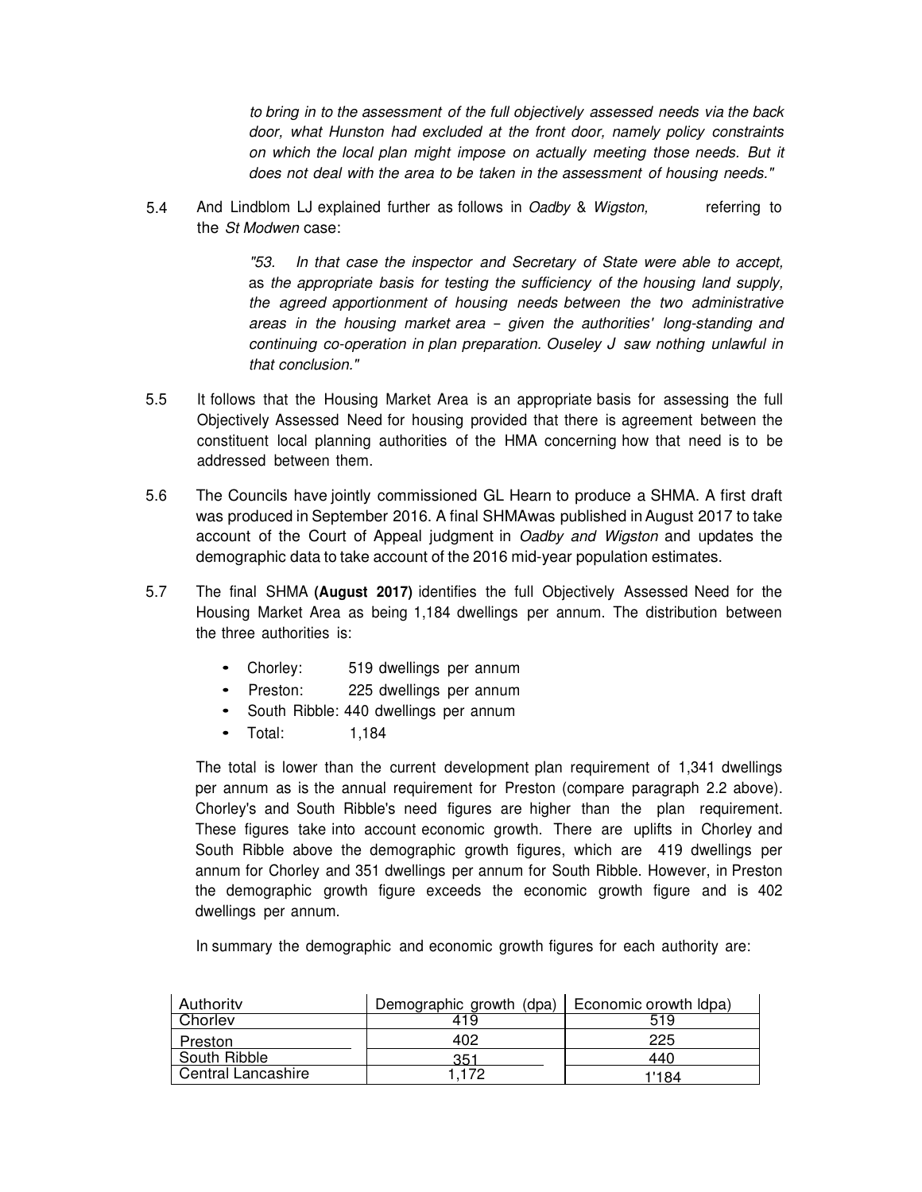*to bring in to the assessment of the full objectively assessed needs via the back door, what Hunston had excluded at the front door, namely policy constraints on which the local plan might impose on actually meeting those needs. But it does not deal with the area to be taken in the assessment of housing needs."*

5.4 And Lindblom LJ explained further as follows in *Oadby* & *Wigston,* referring to the *St Modwen* case:

> *"53. In that case the inspector and Secretary of State were able to accept, as the appropriate basis for testing the sufficiency of the housing land supply, the agreed apportionment of housing needs between the two administrative areas in the housing market area – given the authorities' long-standing and continuing co-operation in plan preparation. Ouseley J saw nothing unlawful in that conclusion."*

5.5 It follows that the Housing Market Area is an appropriate basis for assessing the full Objectively Assessed Need for housing provided that there is agreement between the constituent local planning authorities of the HMA concerning how that need is to be addressed between them.

5.6 The Councils have jointly commissioned GL Hearn to produce a SHMA. A first draft was produced in September 2016. A final SHMAwas published in August 2017 to take account of the Court of Appeal judgment in *Oadby and Wigston* and updates the demographic data to take account of the 2016 mid-year population estimates.

5.7 The final SHMA **(August 2017)** identifies the full Objectively Assessed Need for the Housing Market Area as being 1,184 dwellings per annum. The distribution between the three authorities is:

- Chorley: 519 dwellings per annum
- Preston: 225 dwellings per annum
- South Ribble: 440 dwellings per annum
- Total: 1,184

The total is lower than the current development plan requirement of 1,341 dwellings per annum as is the annual requirement for Preston (compare paragraph 2.2 above). Chorley's and South Ribble's need figures are higher than the plan requirement. These figures take into account economic growth. There are uplifts in Chorley and South Ribble above the demographic growth figures, which are 419 dwellings per annum for Chorley and 351 dwellings per annum for South Ribble. However, in Preston the demographic growth figure exceeds the economic growth figure and is 402 dwellings per annum.

In summary the demographic and economic growth figures for each authority are:

| Authority | Demographic growth (dpa) | Economic growth (dpa) |
|---|---|---|
| Chorley | 419 | 519 |
| Preston | 402 | 225 |
| South Ribble | 351 | 440 |
| Central Lancashire | 1,172 | 1,184 |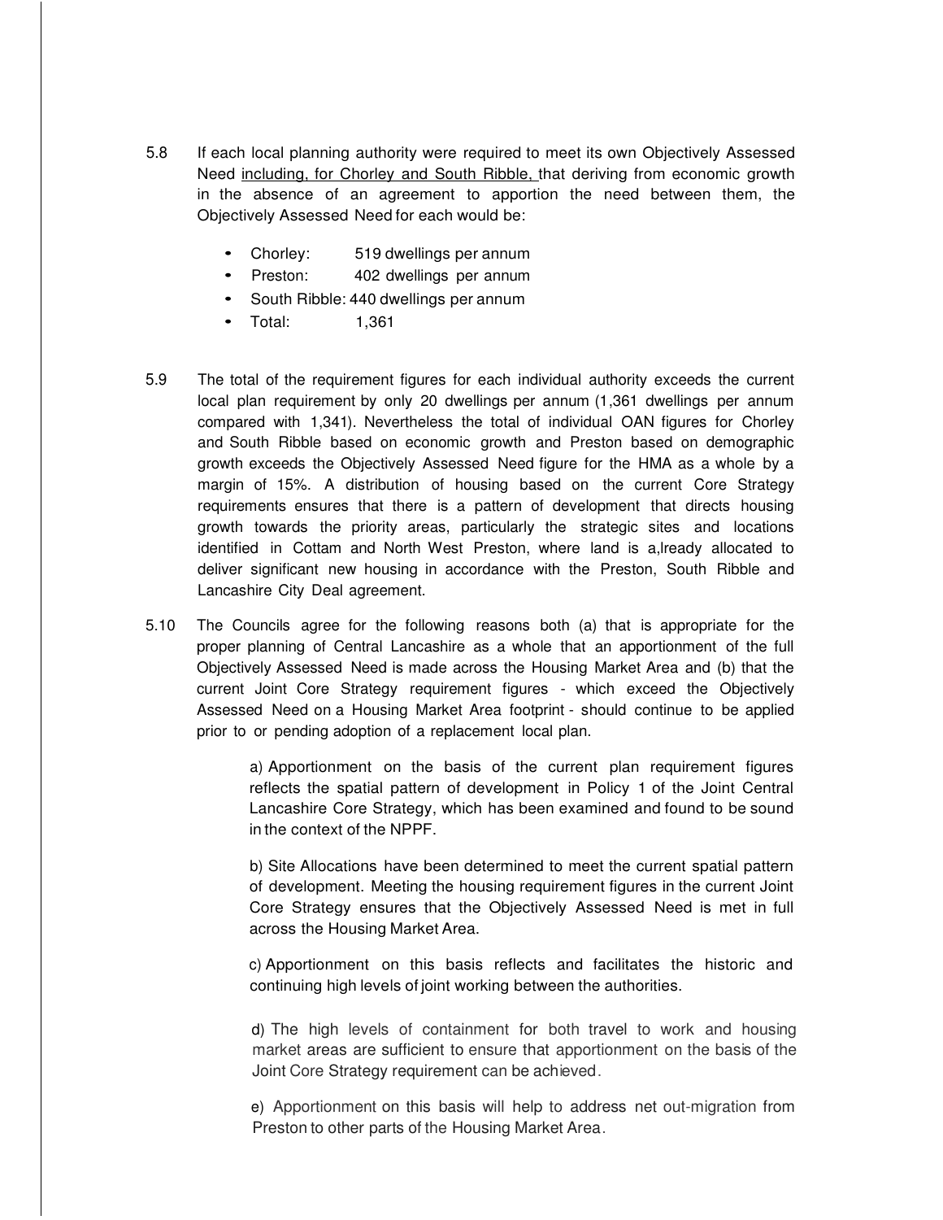5.8 If each local planning authority were required to meet its own Objectively Assessed Need including, for Chorley and South Ribble, that deriving from economic growth in the absence of an agreement to apportion the need between them, the Objectively Assessed Need for each would be:

- Chorley: 519 dwellings per annum
- Preston: 402 dwellings per annum
- South Ribble: 440 dwellings per annum
- Total: 1,361

5.9 The total of the requirement figures for each individual authority exceeds the current local plan requirement by only 20 dwellings per annum (1,361 dwellings per annum compared with 1,341). Nevertheless the total of individual OAN figures for Chorley and South Ribble based on economic growth and Preston based on demographic growth exceeds the Objectively Assessed Need figure for the HMA as a whole by a margin of 15%. A distribution of housing based on the current Core Strategy requirements ensures that there is a pattern of development that directs housing growth towards the priority areas, particularly the strategic sites and locations identified in Cottam and North West Preston, where land is a,lready allocated to deliver significant new housing in accordance with the Preston, South Ribble and Lancashire City Deal agreement.

5.10 The Councils agree for the following reasons both (a) that is appropriate for the proper planning of Central Lancashire as a whole that an apportionment of the full Objectively Assessed Need is made across the Housing Market Area and (b) that the current Joint Core Strategy requirement figures - which exceed the Objectively Assessed Need on a Housing Market Area footprint - should continue to be applied prior to or pending adoption of a replacement local plan.

> a) Apportionment on the basis of the current plan requirement figures reflects the spatial pattern of development in Policy 1 of the Joint Central Lancashire Core Strategy, which has been examined and found to be sound in the context of the NPPF.
>
> b) Site Allocations have been determined to meet the current spatial pattern of development. Meeting the housing requirement figures in the current Joint Core Strategy ensures that the Objectively Assessed Need is met in full across the Housing Market Area.
>
> c) Apportionment on this basis reflects and facilitates the historic and continuing high levels of joint working between the authorities.
>
> d) The high levels of containment for both travel to work and housing market areas are sufficient to ensure that apportionment on the basis of the Joint Core Strategy requirement can be achieved.
>
> e) Apportionment on this basis will help to address net out-migration from Preston to other parts of the Housing Market Area.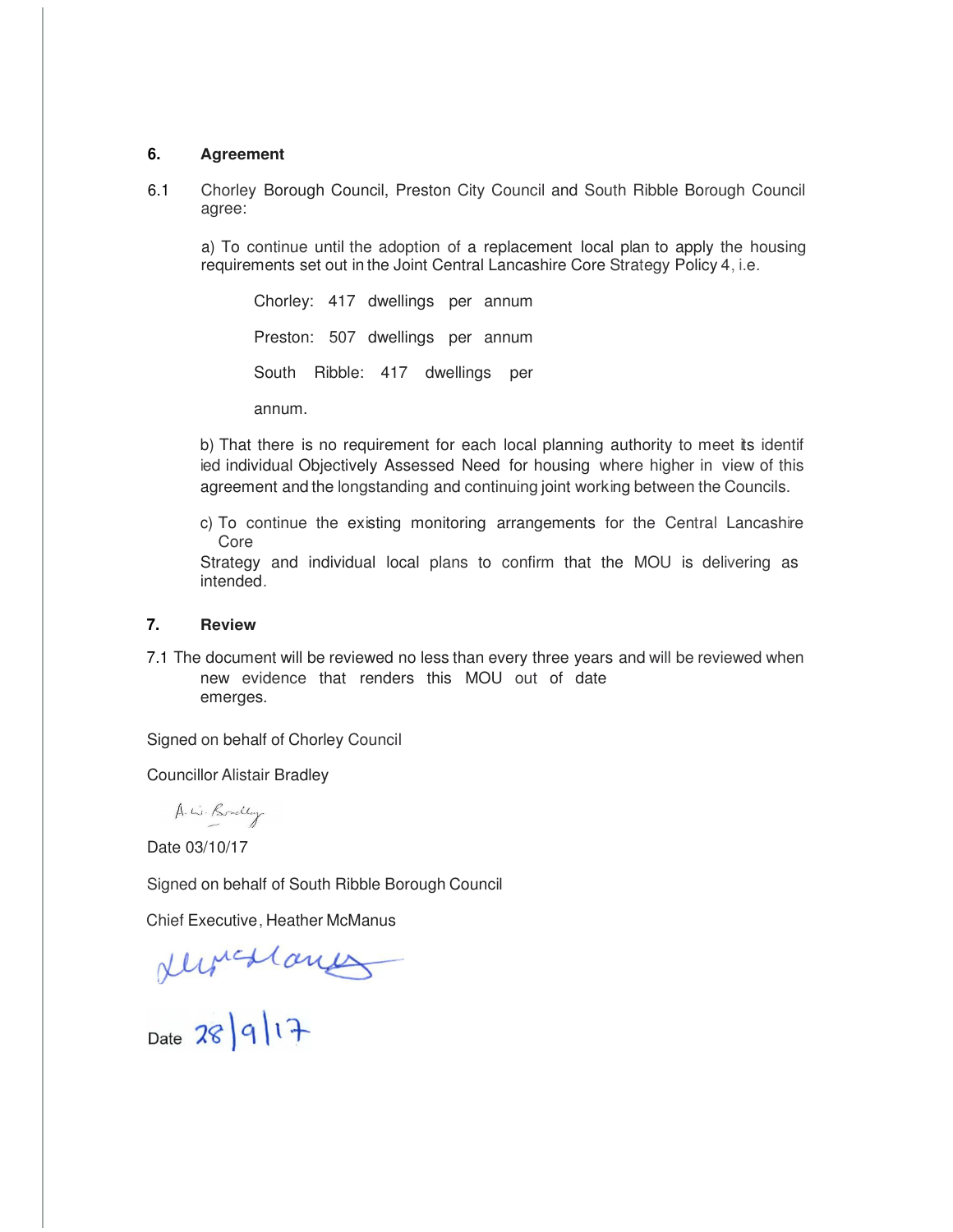### 6. Agreement

6.1 Chorley Borough Council, Preston City Council and South Ribble Borough Council agree:

a) To continue until the adoption of a replacement local plan to apply the housing requirements set out in the Joint Central Lancashire Core Strategy Policy 4, i.e.

Chorley: 417 dwellings per annum

Preston: 507 dwellings per annum

South Ribble: 417 dwellings per annum.

b) That there is no requirement for each local planning authority to meet its identified individual Objectively Assessed Need for housing where higher in view of this agreement and the longstanding and continuing joint working between the Councils.

c) To continue the existing monitoring arrangements for the Central Lancashire Core Strategy and individual local plans to confirm that the MOU is delivering as intended.

### 7. Review

7.1 The document will be reviewed no less than every three years and will be reviewed when new evidence that renders this MOU out of date emerges.

Signed on behalf of Chorley Council

Councillor Alistair Bradley

A. W. Bradley

Date 03/10/17

Signed on behalf of South Ribble Borough Council

Chief Executive, Heather McManus

H McManus

Date 28/9/17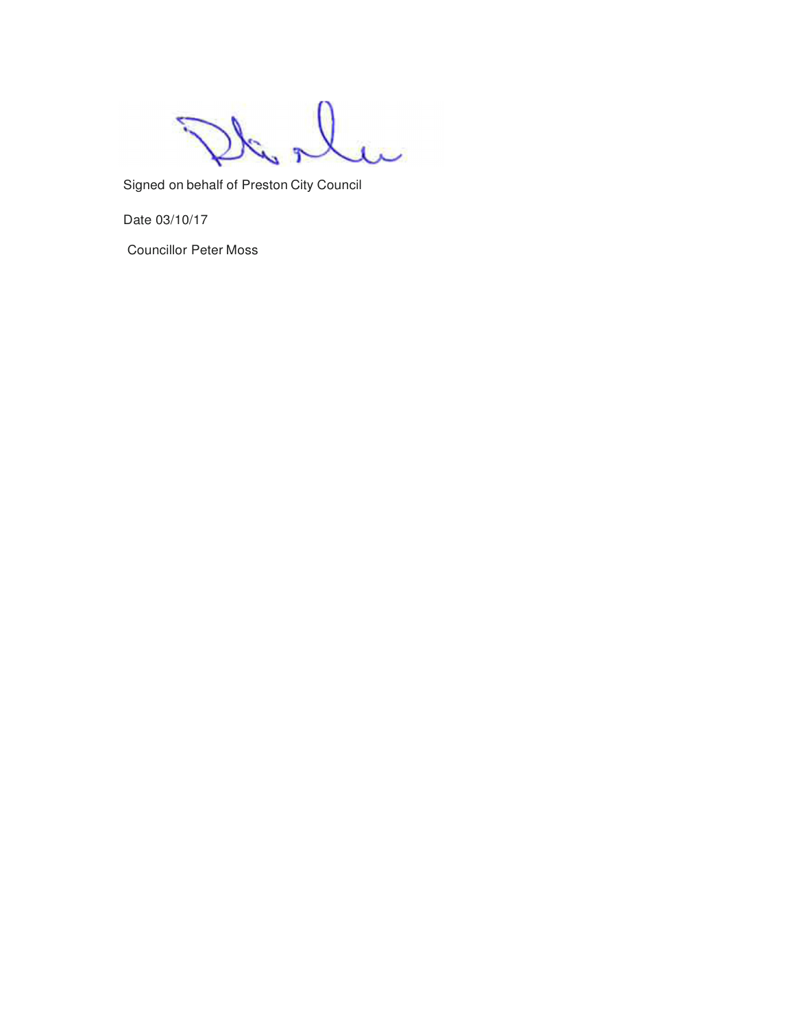Signed on behalf of Preston City Council

Date 03/10/17

Councillor Peter Moss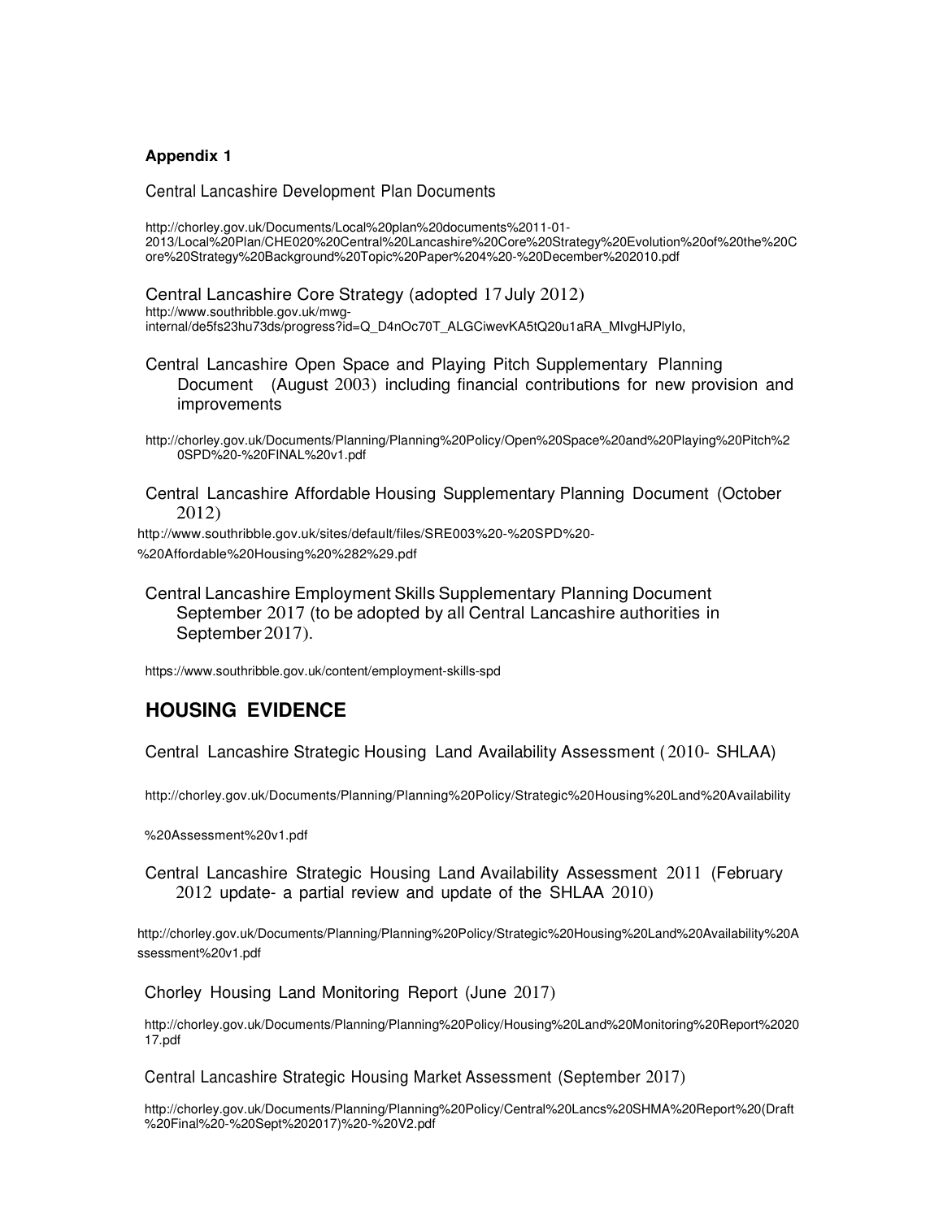**Appendix 1**

Central Lancashire Development Plan Documents

http://chorley.gov.uk/Documents/Local%20plan%20documents%2011-01-2013/Local%20Plan/CHE020%20Central%20Lancashire%20Core%20Strategy%20Evolution%20of%20the%20Core%20Strategy%20Background%20Topic%20Paper%204%20-%20December%202010.pdf

Central Lancashire Core Strategy (adopted 17 July 2012)
http://www.southribble.gov.uk/mwg-internal/de5fs23hu73ds/progress?id=Q_D4nOc70T_ALGCiwevKA5tQ20u1aRA_MIvgHJPlyIo,

Central Lancashire Open Space and Playing Pitch Supplementary Planning Document (August 2003) including financial contributions for new provision and improvements

http://chorley.gov.uk/Documents/Planning/Planning%20Policy/Open%20Space%20and%20Playing%20Pitch%20SPD%20-%20FINAL%20v1.pdf

Central Lancashire Affordable Housing Supplementary Planning Document (October 2012)
http://www.southribble.gov.uk/sites/default/files/SRE003%20-%20SPD%20-%20Affordable%20Housing%20%282%29.pdf

Central Lancashire Employment Skills Supplementary Planning Document September 2017 (to be adopted by all Central Lancashire authorities in September 2017).

https://www.southribble.gov.uk/content/employment-skills-spd

## HOUSING EVIDENCE

Central Lancashire Strategic Housing Land Availability Assessment (2010- SHLAA)

http://chorley.gov.uk/Documents/Planning/Planning%20Policy/Strategic%20Housing%20Land%20Availability%20Assessment%20v1.pdf

Central Lancashire Strategic Housing Land Availability Assessment 2011 (February 2012 update- a partial review and update of the SHLAA 2010)

http://chorley.gov.uk/Documents/Planning/Planning%20Policy/Strategic%20Housing%20Land%20Availability%20Assessment%20v1.pdf

Chorley Housing Land Monitoring Report (June 2017)

http://chorley.gov.uk/Documents/Planning/Planning%20Policy/Housing%20Land%20Monitoring%20Report%202017.pdf

Central Lancashire Strategic Housing Market Assessment (September 2017)

http://chorley.gov.uk/Documents/Planning/Planning%20Policy/Central%20Lancs%20SHMA%20Report%20(Draft%20Final%20-%20Sept%202017)%20-%20V2.pdf